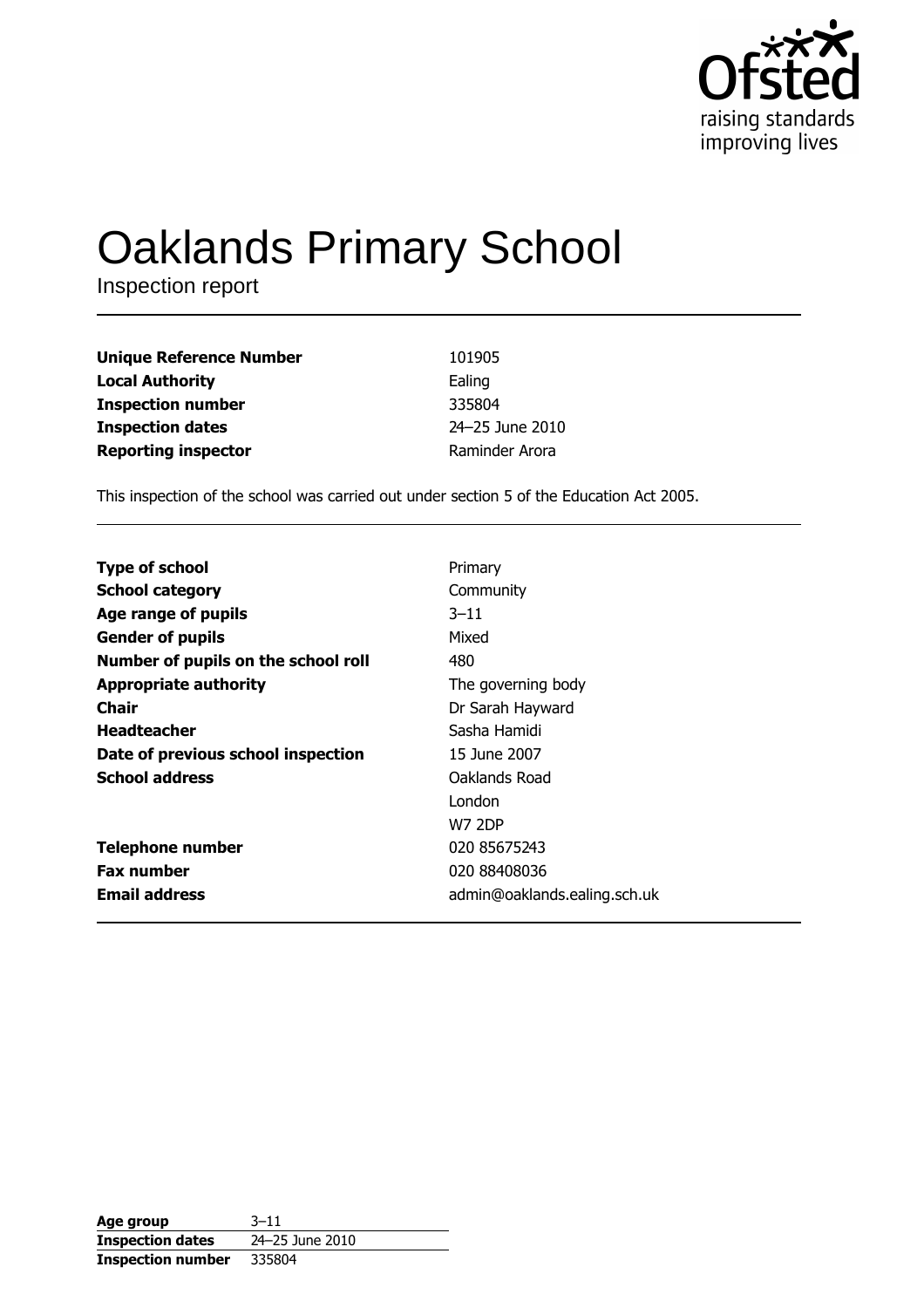raising standards
improving lives

# Oaklands Primary School

Inspection report

| | |
|---|---|
| **Unique Reference Number** | 101905 |
| **Local Authority** | Ealing |
| **Inspection number** | 335804 |
| **Inspection dates** | 24–25 June 2010 |
| **Reporting inspector** | Raminder Arora |

This inspection of the school was carried out under section 5 of the Education Act 2005.

| | |
|---|---|
| **Type of school** | Primary |
| **School category** | Community |
| **Age range of pupils** | 3–11 |
| **Gender of pupils** | Mixed |
| **Number of pupils on the school roll** | 480 |
| **Appropriate authority** | The governing body |
| **Chair** | Dr Sarah Hayward |
| **Headteacher** | Sasha Hamidi |
| **Date of previous school inspection** | 15 June 2007 |
| **School address** | Oaklands Road<br>London<br>W7 2DP |
| **Telephone number** | 020 85675243 |
| **Fax number** | 020 88408036 |
| **Email address** | admin@oaklands.ealing.sch.uk |

| | |
|---|---|
| **Age group** | 3–11 |
| **Inspection dates** | 24–25 June 2010 |
| **Inspection number** | 335804 |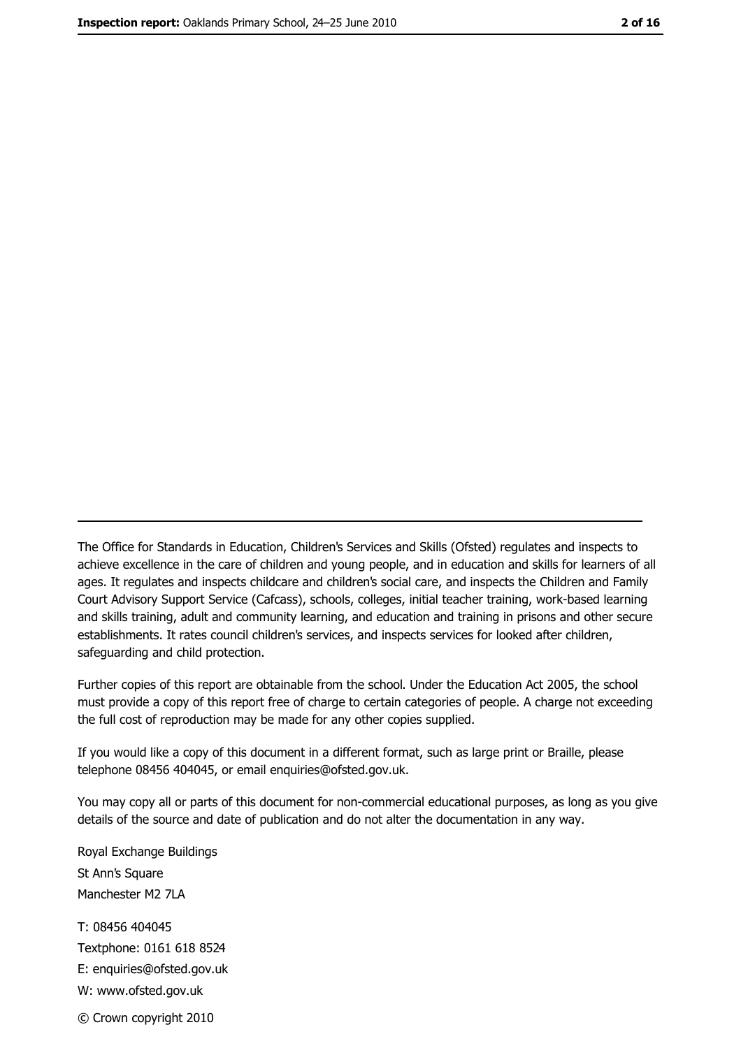The Office for Standards in Education, Children's Services and Skills (Ofsted) regulates and inspects to achieve excellence in the care of children and young people, and in education and skills for learners of all ages. It regulates and inspects childcare and children's social care, and inspects the Children and Family Court Advisory Support Service (Cafcass), schools, colleges, initial teacher training, work-based learning and skills training, adult and community learning, and education and training in prisons and other secure establishments. It rates council children's services, and inspects services for looked after children, safeguarding and child protection.

Further copies of this report are obtainable from the school. Under the Education Act 2005, the school must provide a copy of this report free of charge to certain categories of people. A charge not exceeding the full cost of reproduction may be made for any other copies supplied.

If you would like a copy of this document in a different format, such as large print or Braille, please telephone 08456 404045, or email enquiries@ofsted.gov.uk.

You may copy all or parts of this document for non-commercial educational purposes, as long as you give details of the source and date of publication and do not alter the documentation in any way.

Royal Exchange Buildings
St Ann's Square
Manchester M2 7LA

T: 08456 404045
Textphone: 0161 618 8524
E: enquiries@ofsted.gov.uk
W: www.ofsted.gov.uk

© Crown copyright 2010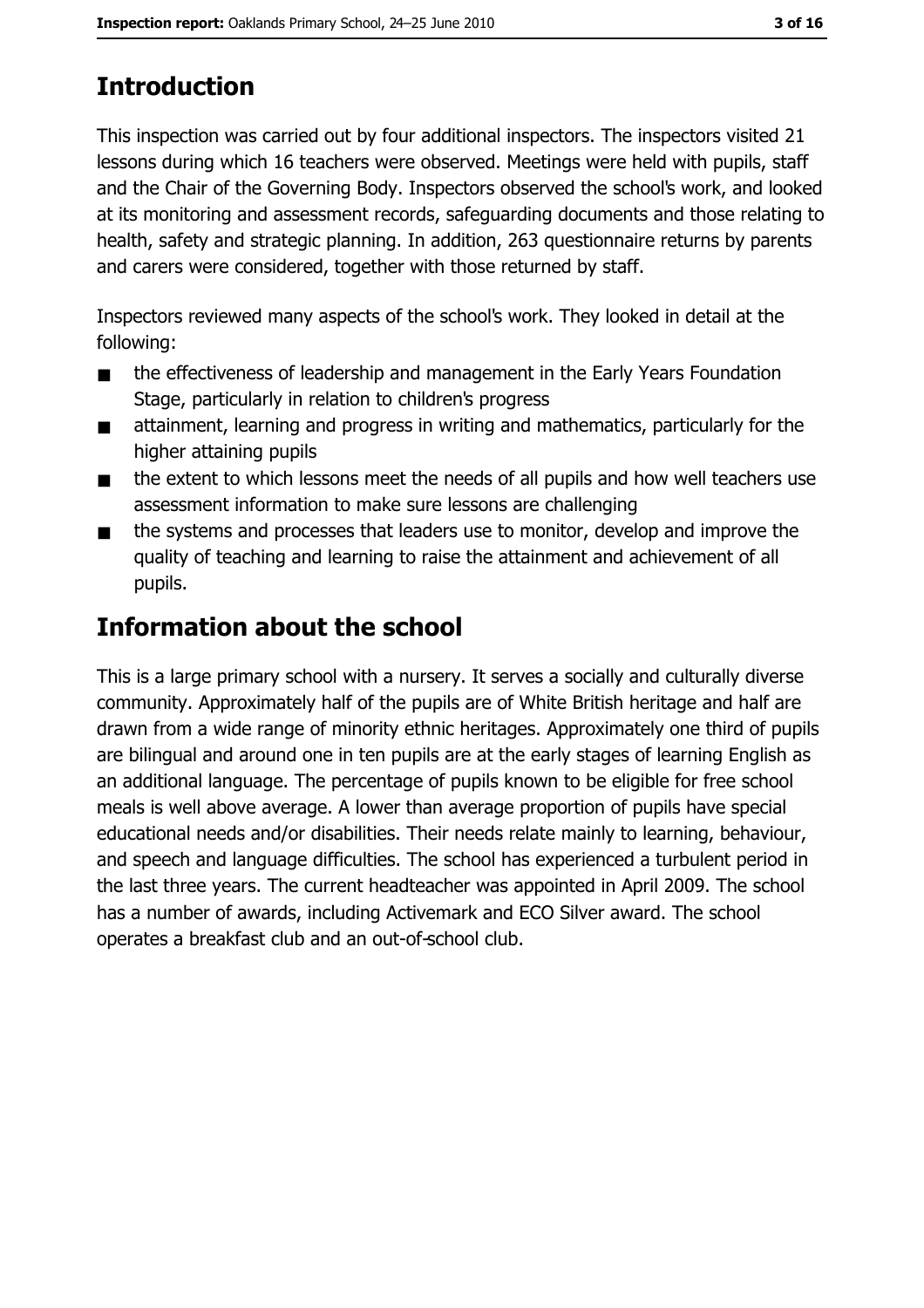## Introduction

This inspection was carried out by four additional inspectors. The inspectors visited 21 lessons during which 16 teachers were observed. Meetings were held with pupils, staff and the Chair of the Governing Body. Inspectors observed the school's work, and looked at its monitoring and assessment records, safeguarding documents and those relating to health, safety and strategic planning. In addition, 263 questionnaire returns by parents and carers were considered, together with those returned by staff.

Inspectors reviewed many aspects of the school's work. They looked in detail at the following:

- the effectiveness of leadership and management in the Early Years Foundation Stage, particularly in relation to children's progress
- attainment, learning and progress in writing and mathematics, particularly for the higher attaining pupils
- the extent to which lessons meet the needs of all pupils and how well teachers use assessment information to make sure lessons are challenging
- the systems and processes that leaders use to monitor, develop and improve the quality of teaching and learning to raise the attainment and achievement of all pupils.

## Information about the school

This is a large primary school with a nursery. It serves a socially and culturally diverse community. Approximately half of the pupils are of White British heritage and half are drawn from a wide range of minority ethnic heritages. Approximately one third of pupils are bilingual and around one in ten pupils are at the early stages of learning English as an additional language. The percentage of pupils known to be eligible for free school meals is well above average. A lower than average proportion of pupils have special educational needs and/or disabilities. Their needs relate mainly to learning, behaviour, and speech and language difficulties. The school has experienced a turbulent period in the last three years. The current headteacher was appointed in April 2009. The school has a number of awards, including Activemark and ECO Silver award. The school operates a breakfast club and an out-of-school club.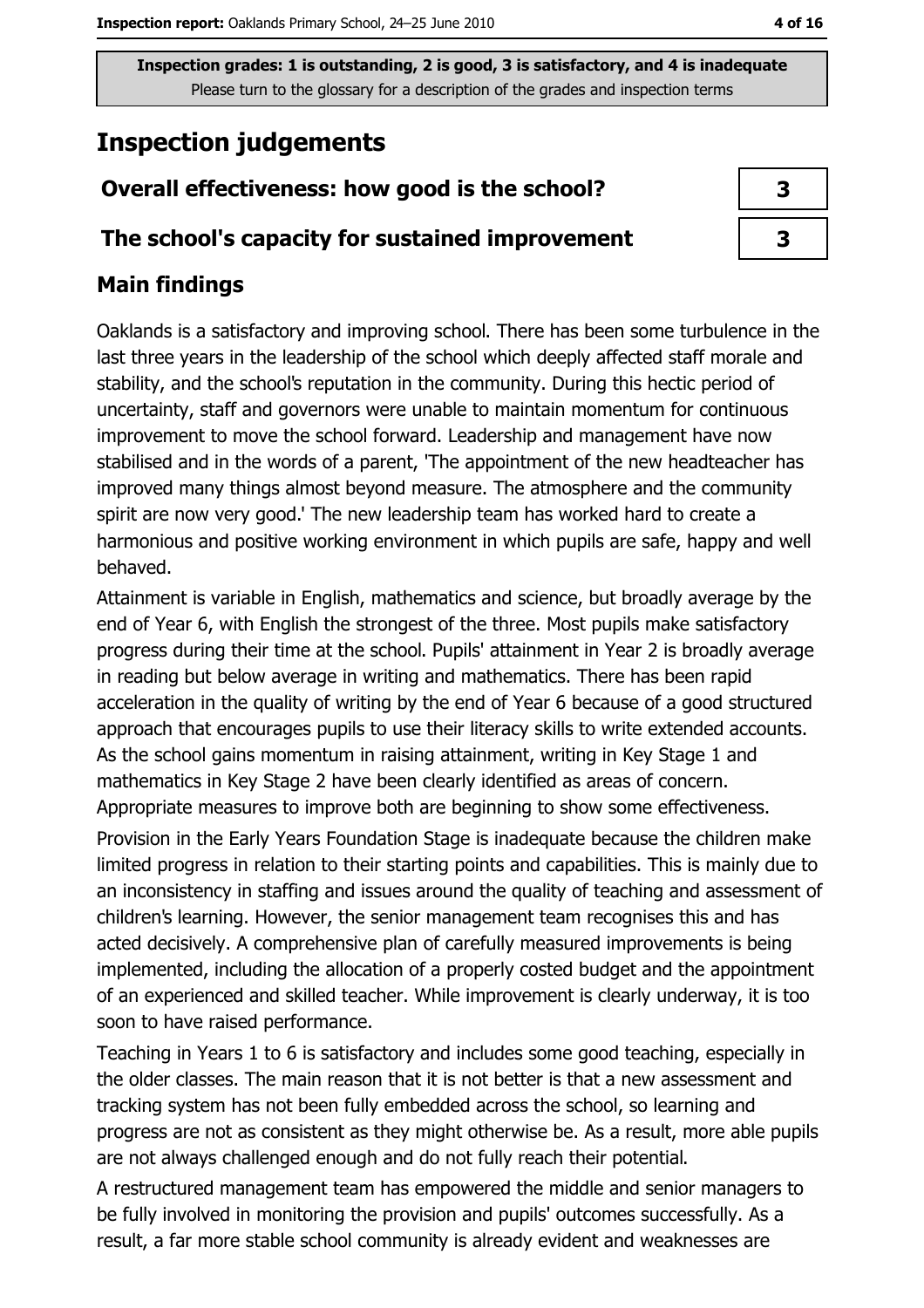**Inspection grades: 1 is outstanding, 2 is good, 3 is satisfactory, and 4 is inadequate**
Please turn to the glossary for a description of the grades and inspection terms

# Inspection judgements

| | |
|---|---|
| **Overall effectiveness: how good is the school?** | **3** |
| **The school's capacity for sustained improvement** | **3** |

## Main findings

Oaklands is a satisfactory and improving school. There has been some turbulence in the last three years in the leadership of the school which deeply affected staff morale and stability, and the school's reputation in the community. During this hectic period of uncertainty, staff and governors were unable to maintain momentum for continuous improvement to move the school forward. Leadership and management have now stabilised and in the words of a parent, 'The appointment of the new headteacher has improved many things almost beyond measure. The atmosphere and the community spirit are now very good.' The new leadership team has worked hard to create a harmonious and positive working environment in which pupils are safe, happy and well behaved.

Attainment is variable in English, mathematics and science, but broadly average by the end of Year 6, with English the strongest of the three. Most pupils make satisfactory progress during their time at the school. Pupils' attainment in Year 2 is broadly average in reading but below average in writing and mathematics. There has been rapid acceleration in the quality of writing by the end of Year 6 because of a good structured approach that encourages pupils to use their literacy skills to write extended accounts. As the school gains momentum in raising attainment, writing in Key Stage 1 and mathematics in Key Stage 2 have been clearly identified as areas of concern. Appropriate measures to improve both are beginning to show some effectiveness.

Provision in the Early Years Foundation Stage is inadequate because the children make limited progress in relation to their starting points and capabilities. This is mainly due to an inconsistency in staffing and issues around the quality of teaching and assessment of children's learning. However, the senior management team recognises this and has acted decisively. A comprehensive plan of carefully measured improvements is being implemented, including the allocation of a properly costed budget and the appointment of an experienced and skilled teacher. While improvement is clearly underway, it is too soon to have raised performance.

Teaching in Years 1 to 6 is satisfactory and includes some good teaching, especially in the older classes. The main reason that it is not better is that a new assessment and tracking system has not been fully embedded across the school, so learning and progress are not as consistent as they might otherwise be. As a result, more able pupils are not always challenged enough and do not fully reach their potential.

A restructured management team has empowered the middle and senior managers to be fully involved in monitoring the provision and pupils' outcomes successfully. As a result, a far more stable school community is already evident and weaknesses are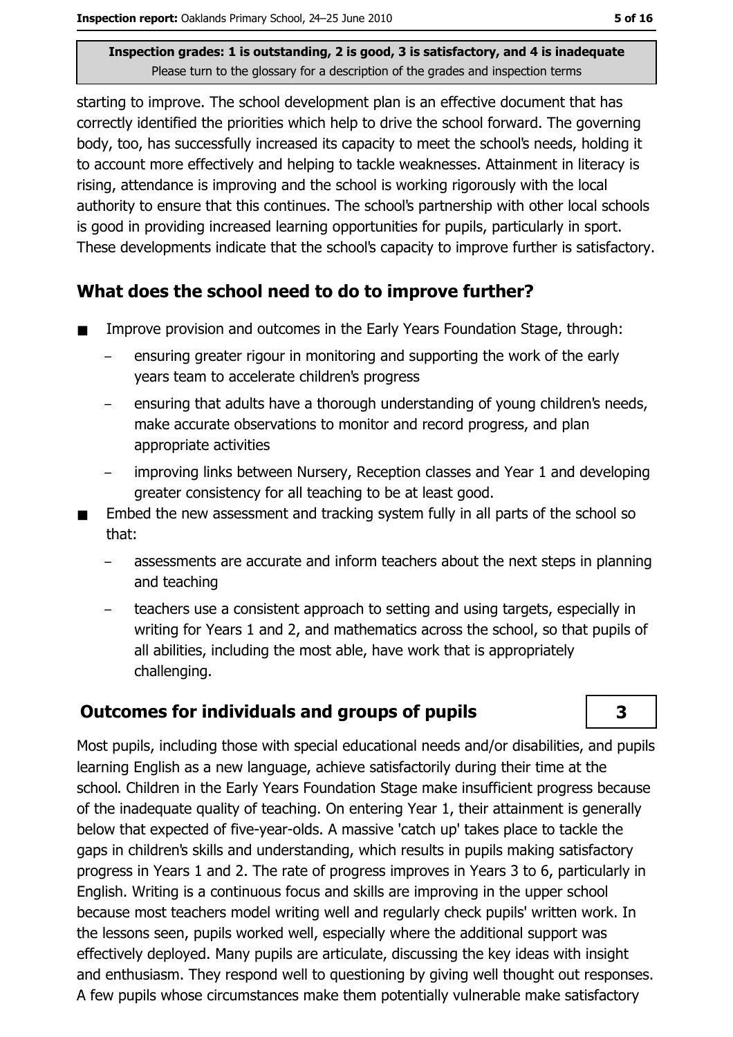starting to improve. The school development plan is an effective document that has correctly identified the priorities which help to drive the school forward. The governing body, too, has successfully increased its capacity to meet the school's needs, holding it to account more effectively and helping to tackle weaknesses. Attainment in literacy is rising, attendance is improving and the school is working rigorously with the local authority to ensure that this continues. The school's partnership with other local schools is good in providing increased learning opportunities for pupils, particularly in sport. These developments indicate that the school's capacity to improve further is satisfactory.

## What does the school need to do to improve further?

- Improve provision and outcomes in the Early Years Foundation Stage, through:
  - ensuring greater rigour in monitoring and supporting the work of the early years team to accelerate children's progress
  - ensuring that adults have a thorough understanding of young children's needs, make accurate observations to monitor and record progress, and plan appropriate activities
  - improving links between Nursery, Reception classes and Year 1 and developing greater consistency for all teaching to be at least good.
- Embed the new assessment and tracking system fully in all parts of the school so that:
  - assessments are accurate and inform teachers about the next steps in planning and teaching
  - teachers use a consistent approach to setting and using targets, especially in writing for Years 1 and 2, and mathematics across the school, so that pupils of all abilities, including the most able, have work that is appropriately challenging.

## Outcomes for individuals and groups of pupils — 3

Most pupils, including those with special educational needs and/or disabilities, and pupils learning English as a new language, achieve satisfactorily during their time at the school. Children in the Early Years Foundation Stage make insufficient progress because of the inadequate quality of teaching. On entering Year 1, their attainment is generally below that expected of five-year-olds. A massive 'catch up' takes place to tackle the gaps in children's skills and understanding, which results in pupils making satisfactory progress in Years 1 and 2. The rate of progress improves in Years 3 to 6, particularly in English. Writing is a continuous focus and skills are improving in the upper school because most teachers model writing well and regularly check pupils' written work. In the lessons seen, pupils worked well, especially where the additional support was effectively deployed. Many pupils are articulate, discussing the key ideas with insight and enthusiasm. They respond well to questioning by giving well thought out responses. A few pupils whose circumstances make them potentially vulnerable make satisfactory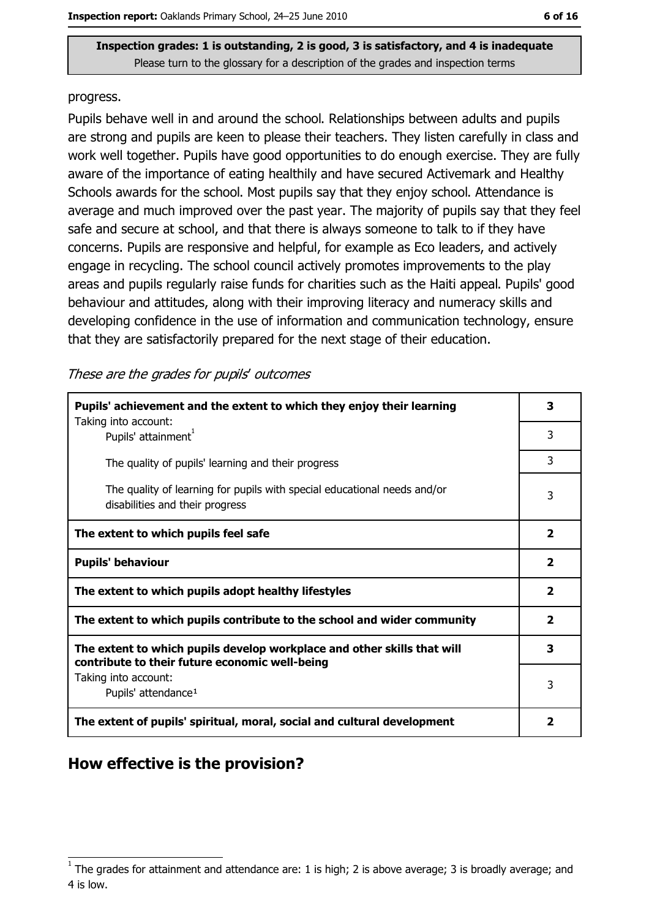**Inspection grades: 1 is outstanding, 2 is good, 3 is satisfactory, and 4 is inadequate**
Please turn to the glossary for a description of the grades and inspection terms

progress.

Pupils behave well in and around the school. Relationships between adults and pupils are strong and pupils are keen to please their teachers. They listen carefully in class and work well together. Pupils have good opportunities to do enough exercise. They are fully aware of the importance of eating healthily and have secured Activemark and Healthy Schools awards for the school. Most pupils say that they enjoy school. Attendance is average and much improved over the past year. The majority of pupils say that they feel safe and secure at school, and that there is always someone to talk to if they have concerns. Pupils are responsive and helpful, for example as Eco leaders, and actively engage in recycling. The school council actively promotes improvements to the play areas and pupils regularly raise funds for charities such as the Haiti appeal. Pupils' good behaviour and attitudes, along with their improving literacy and numeracy skills and developing confidence in the use of information and communication technology, ensure that they are satisfactorily prepared for the next stage of their education.

*These are the grades for pupils' outcomes*

| | |
|---|---|
| **Pupils' achievement and the extent to which they enjoy their learning** | **3** |
| Taking into account: Pupils' attainment[1] | 3 |
| The quality of pupils' learning and their progress | 3 |
| The quality of learning for pupils with special educational needs and/or disabilities and their progress | 3 |
| **The extent to which pupils feel safe** | **2** |
| **Pupils' behaviour** | **2** |
| **The extent to which pupils adopt healthy lifestyles** | **2** |
| **The extent to which pupils contribute to the school and wider community** | **2** |
| **The extent to which pupils develop workplace and other skills that will contribute to their future economic well-being** | **3** |
| Taking into account: Pupils' attendance[1] | 3 |
| **The extent of pupils' spiritual, moral, social and cultural development** | **2** |

## How effective is the provision?

[1] The grades for attainment and attendance are: 1 is high; 2 is above average; 3 is broadly average; and 4 is low.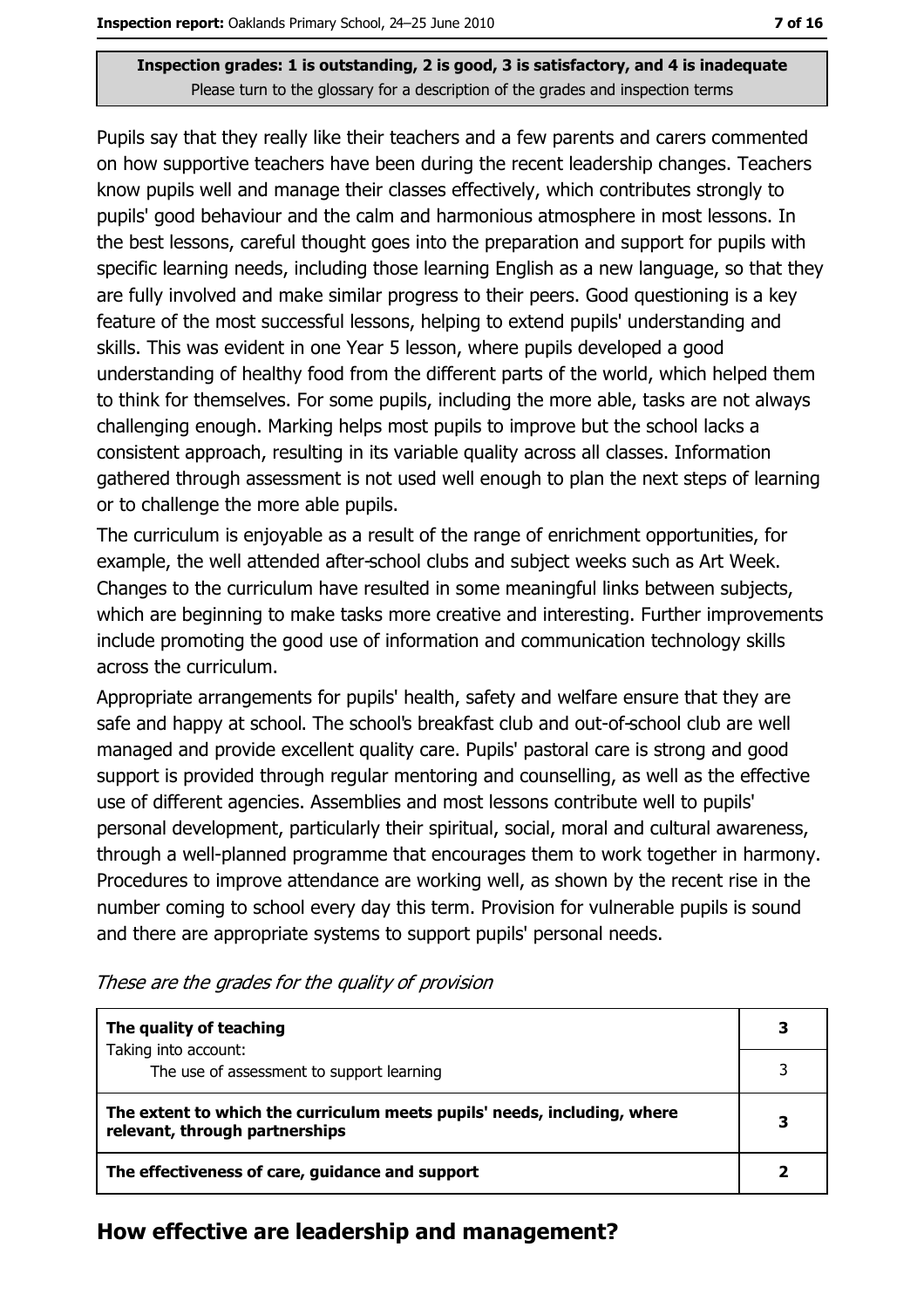**Inspection grades: 1 is outstanding, 2 is good, 3 is satisfactory, and 4 is inadequate**
Please turn to the glossary for a description of the grades and inspection terms

Pupils say that they really like their teachers and a few parents and carers commented on how supportive teachers have been during the recent leadership changes. Teachers know pupils well and manage their classes effectively, which contributes strongly to pupils' good behaviour and the calm and harmonious atmosphere in most lessons. In the best lessons, careful thought goes into the preparation and support for pupils with specific learning needs, including those learning English as a new language, so that they are fully involved and make similar progress to their peers. Good questioning is a key feature of the most successful lessons, helping to extend pupils' understanding and skills. This was evident in one Year 5 lesson, where pupils developed a good understanding of healthy food from the different parts of the world, which helped them to think for themselves. For some pupils, including the more able, tasks are not always challenging enough. Marking helps most pupils to improve but the school lacks a consistent approach, resulting in its variable quality across all classes. Information gathered through assessment is not used well enough to plan the next steps of learning or to challenge the more able pupils.

The curriculum is enjoyable as a result of the range of enrichment opportunities, for example, the well attended after-school clubs and subject weeks such as Art Week. Changes to the curriculum have resulted in some meaningful links between subjects, which are beginning to make tasks more creative and interesting. Further improvements include promoting the good use of information and communication technology skills across the curriculum.

Appropriate arrangements for pupils' health, safety and welfare ensure that they are safe and happy at school. The school's breakfast club and out-of-school club are well managed and provide excellent quality care. Pupils' pastoral care is strong and good support is provided through regular mentoring and counselling, as well as the effective use of different agencies. Assemblies and most lessons contribute well to pupils' personal development, particularly their spiritual, social, moral and cultural awareness, through a well-planned programme that encourages them to work together in harmony. Procedures to improve attendance are working well, as shown by the recent rise in the number coming to school every day this term. Provision for vulnerable pupils is sound and there are appropriate systems to support pupils' personal needs.

*These are the grades for the quality of provision*

| | |
|---|---|
| **The quality of teaching** | **3** |
| Taking into account: The use of assessment to support learning | 3 |
| **The extent to which the curriculum meets pupils' needs, including, where relevant, through partnerships** | **3** |
| **The effectiveness of care, guidance and support** | **2** |

## How effective are leadership and management?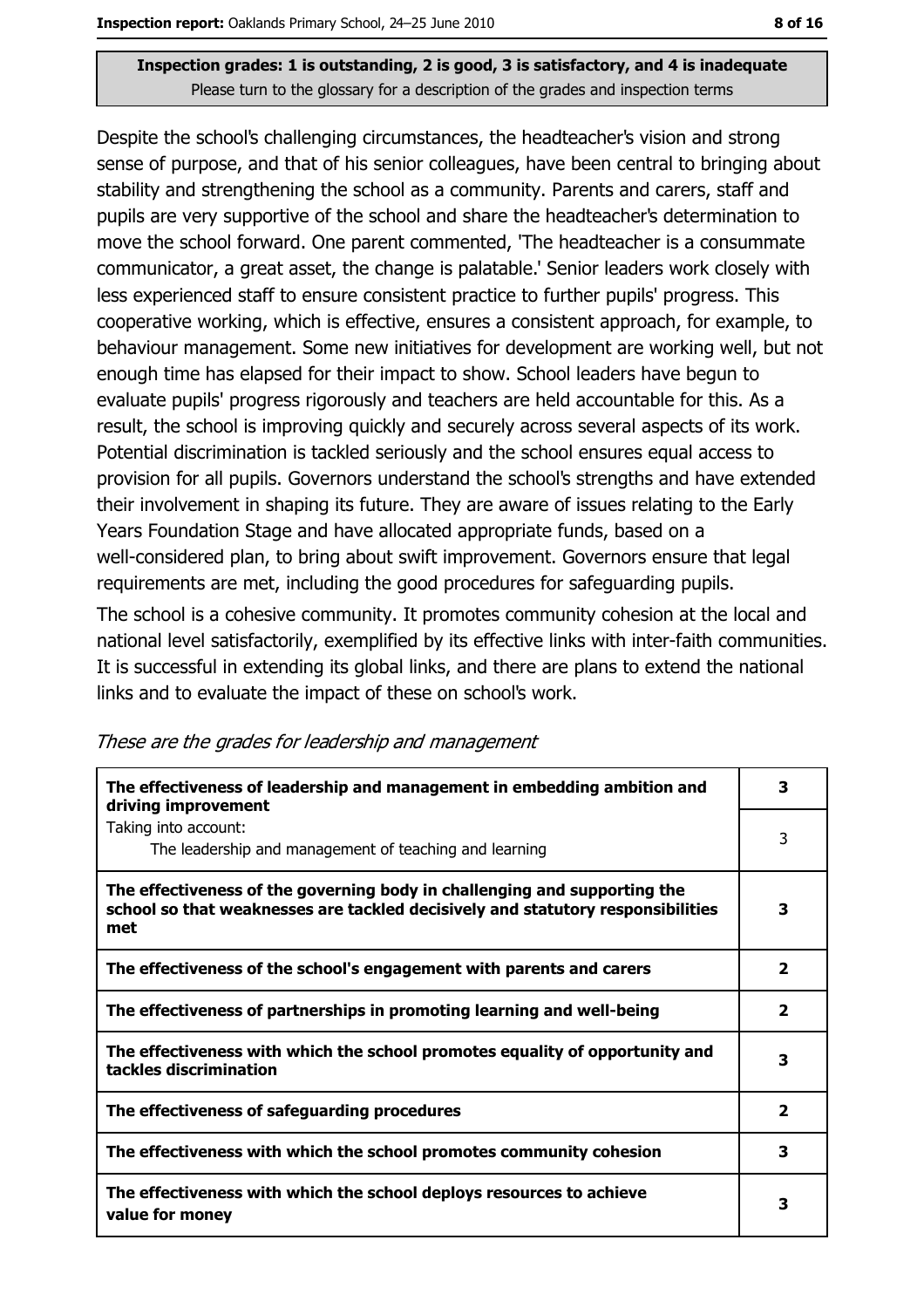**Inspection grades: 1 is outstanding, 2 is good, 3 is satisfactory, and 4 is inadequate**
Please turn to the glossary for a description of the grades and inspection terms

Despite the school's challenging circumstances, the headteacher's vision and strong sense of purpose, and that of his senior colleagues, have been central to bringing about stability and strengthening the school as a community. Parents and carers, staff and pupils are very supportive of the school and share the headteacher's determination to move the school forward. One parent commented, 'The headteacher is a consummate communicator, a great asset, the change is palatable.' Senior leaders work closely with less experienced staff to ensure consistent practice to further pupils' progress. This cooperative working, which is effective, ensures a consistent approach, for example, to behaviour management. Some new initiatives for development are working well, but not enough time has elapsed for their impact to show. School leaders have begun to evaluate pupils' progress rigorously and teachers are held accountable for this. As a result, the school is improving quickly and securely across several aspects of its work. Potential discrimination is tackled seriously and the school ensures equal access to provision for all pupils. Governors understand the school's strengths and have extended their involvement in shaping its future. They are aware of issues relating to the Early Years Foundation Stage and have allocated appropriate funds, based on a well-considered plan, to bring about swift improvement. Governors ensure that legal requirements are met, including the good procedures for safeguarding pupils.

The school is a cohesive community. It promotes community cohesion at the local and national level satisfactorily, exemplified by its effective links with inter-faith communities. It is successful in extending its global links, and there are plans to extend the national links and to evaluate the impact of these on school's work.

*These are the grades for leadership and management*

| | |
|---|---|
| **The effectiveness of leadership and management in embedding ambition and driving improvement** | **3** |
| Taking into account: The leadership and management of teaching and learning | 3 |
| **The effectiveness of the governing body in challenging and supporting the school so that weaknesses are tackled decisively and statutory responsibilities met** | **3** |
| **The effectiveness of the school's engagement with parents and carers** | **2** |
| **The effectiveness of partnerships in promoting learning and well-being** | **2** |
| **The effectiveness with which the school promotes equality of opportunity and tackles discrimination** | **3** |
| **The effectiveness of safeguarding procedures** | **2** |
| **The effectiveness with which the school promotes community cohesion** | **3** |
| **The effectiveness with which the school deploys resources to achieve value for money** | **3** |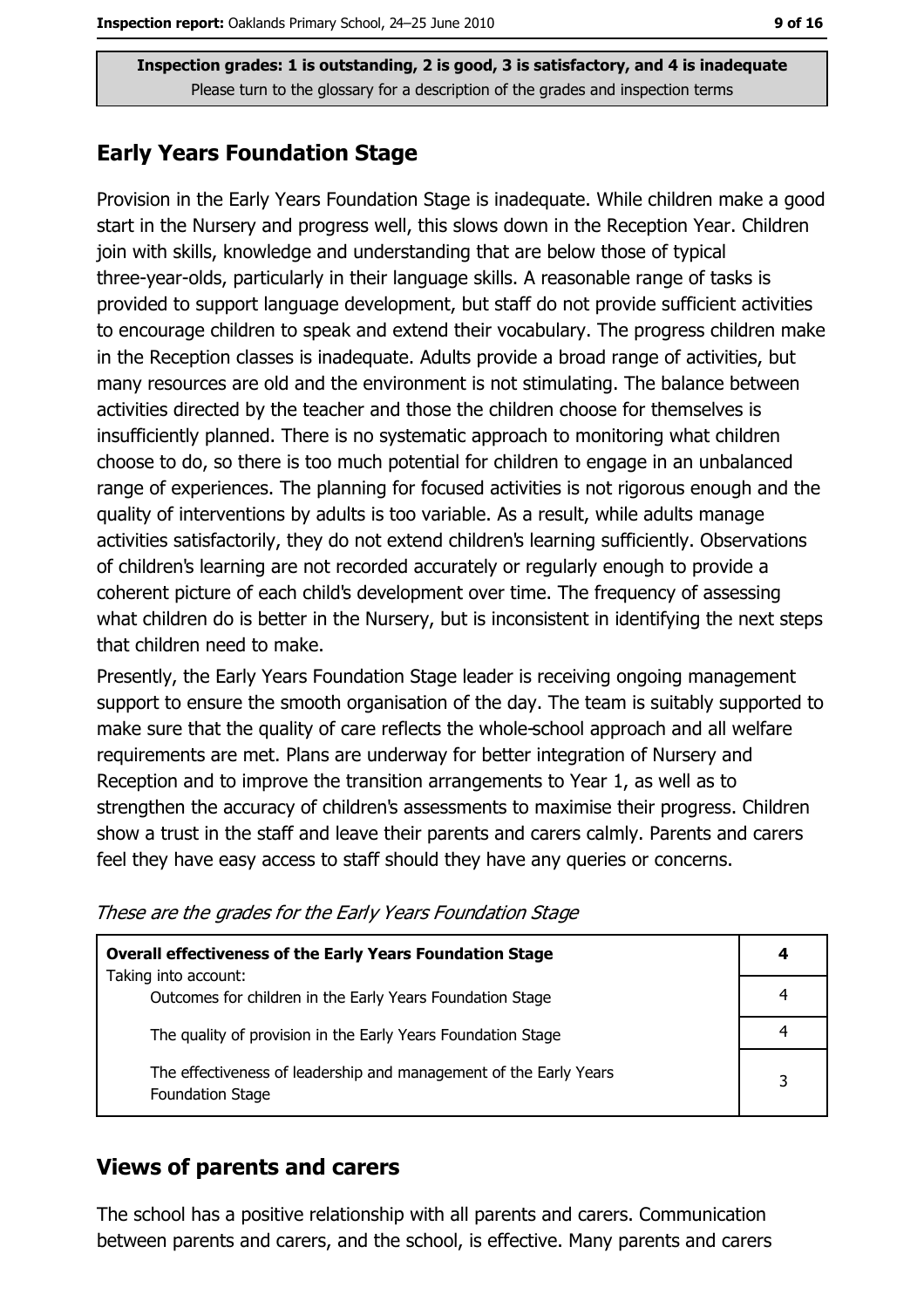**Inspection grades: 1 is outstanding, 2 is good, 3 is satisfactory, and 4 is inadequate**
Please turn to the glossary for a description of the grades and inspection terms

## Early Years Foundation Stage

Provision in the Early Years Foundation Stage is inadequate. While children make a good start in the Nursery and progress well, this slows down in the Reception Year. Children join with skills, knowledge and understanding that are below those of typical three-year-olds, particularly in their language skills. A reasonable range of tasks is provided to support language development, but staff do not provide sufficient activities to encourage children to speak and extend their vocabulary. The progress children make in the Reception classes is inadequate. Adults provide a broad range of activities, but many resources are old and the environment is not stimulating. The balance between activities directed by the teacher and those the children choose for themselves is insufficiently planned. There is no systematic approach to monitoring what children choose to do, so there is too much potential for children to engage in an unbalanced range of experiences. The planning for focused activities is not rigorous enough and the quality of interventions by adults is too variable. As a result, while adults manage activities satisfactorily, they do not extend children's learning sufficiently. Observations of children's learning are not recorded accurately or regularly enough to provide a coherent picture of each child's development over time. The frequency of assessing what children do is better in the Nursery, but is inconsistent in identifying the next steps that children need to make.

Presently, the Early Years Foundation Stage leader is receiving ongoing management support to ensure the smooth organisation of the day. The team is suitably supported to make sure that the quality of care reflects the whole-school approach and all welfare requirements are met. Plans are underway for better integration of Nursery and Reception and to improve the transition arrangements to Year 1, as well as to strengthen the accuracy of children's assessments to maximise their progress. Children show a trust in the staff and leave their parents and carers calmly. Parents and carers feel they have easy access to staff should they have any queries or concerns.

*These are the grades for the Early Years Foundation Stage*

| **Overall effectiveness of the Early Years Foundation Stage** | **4** |
|---|---|
| Taking into account: Outcomes for children in the Early Years Foundation Stage | 4 |
| The quality of provision in the Early Years Foundation Stage | 4 |
| The effectiveness of leadership and management of the Early Years Foundation Stage | 3 |

## Views of parents and carers

The school has a positive relationship with all parents and carers. Communication between parents and carers, and the school, is effective. Many parents and carers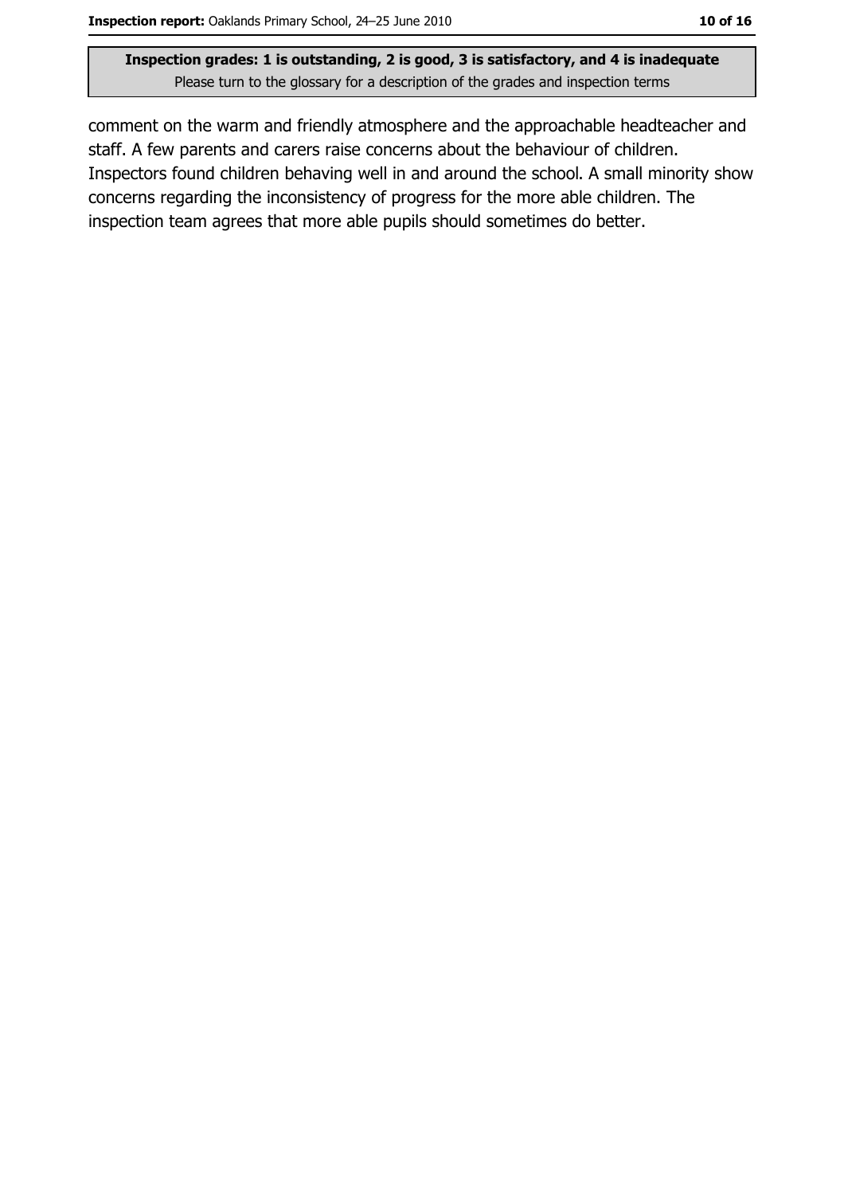**Inspection grades: 1 is outstanding, 2 is good, 3 is satisfactory, and 4 is inadequate**
Please turn to the glossary for a description of the grades and inspection terms

comment on the warm and friendly atmosphere and the approachable headteacher and staff. A few parents and carers raise concerns about the behaviour of children. Inspectors found children behaving well in and around the school. A small minority show concerns regarding the inconsistency of progress for the more able children. The inspection team agrees that more able pupils should sometimes do better.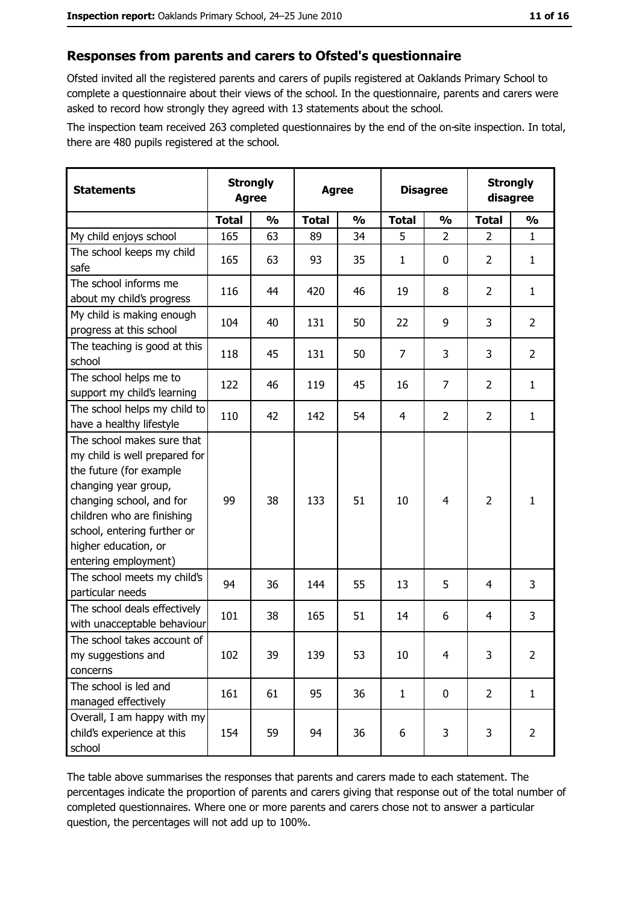## Responses from parents and carers to Ofsted's questionnaire

Ofsted invited all the registered parents and carers of pupils registered at Oaklands Primary School to complete a questionnaire about their views of the school. In the questionnaire, parents and carers were asked to record how strongly they agreed with 13 statements about the school.

The inspection team received 263 completed questionnaires by the end of the on-site inspection. In total, there are 480 pupils registered at the school.

| Statements | Strongly Agree | | Agree | | Disagree | | Strongly disagree | |
|---|---|---|---|---|---|---|---|---|
| | Total | % | Total | % | Total | % | Total | % |
| My child enjoys school | 165 | 63 | 89 | 34 | 5 | 2 | 2 | 1 |
| The school keeps my child safe | 165 | 63 | 93 | 35 | 1 | 0 | 2 | 1 |
| The school informs me about my child's progress | 116 | 44 | 420 | 46 | 19 | 8 | 2 | 1 |
| My child is making enough progress at this school | 104 | 40 | 131 | 50 | 22 | 9 | 3 | 2 |
| The teaching is good at this school | 118 | 45 | 131 | 50 | 7 | 3 | 3 | 2 |
| The school helps me to support my child's learning | 122 | 46 | 119 | 45 | 16 | 7 | 2 | 1 |
| The school helps my child to have a healthy lifestyle | 110 | 42 | 142 | 54 | 4 | 2 | 2 | 1 |
| The school makes sure that my child is well prepared for the future (for example changing year group, changing school, and for children who are finishing school, entering further or higher education, or entering employment) | 99 | 38 | 133 | 51 | 10 | 4 | 2 | 1 |
| The school meets my child's particular needs | 94 | 36 | 144 | 55 | 13 | 5 | 4 | 3 |
| The school deals effectively with unacceptable behaviour | 101 | 38 | 165 | 51 | 14 | 6 | 4 | 3 |
| The school takes account of my suggestions and concerns | 102 | 39 | 139 | 53 | 10 | 4 | 3 | 2 |
| The school is led and managed effectively | 161 | 61 | 95 | 36 | 1 | 0 | 2 | 1 |
| Overall, I am happy with my child's experience at this school | 154 | 59 | 94 | 36 | 6 | 3 | 3 | 2 |

The table above summarises the responses that parents and carers made to each statement. The percentages indicate the proportion of parents and carers giving that response out of the total number of completed questionnaires. Where one or more parents and carers chose not to answer a particular question, the percentages will not add up to 100%.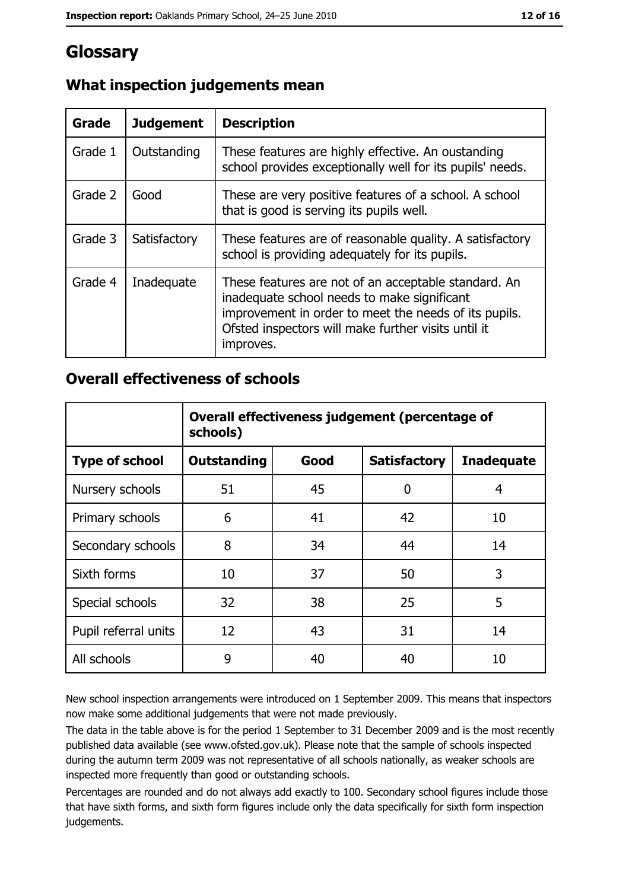# Glossary

## What inspection judgements mean

| Grade | Judgement | Description |
| --- | --- | --- |
| Grade 1 | Outstanding | These features are highly effective. An oustanding school provides exceptionally well for its pupils' needs. |
| Grade 2 | Good | These are very positive features of a school. A school that is good is serving its pupils well. |
| Grade 3 | Satisfactory | These features are of reasonable quality. A satisfactory school is providing adequately for its pupils. |
| Grade 4 | Inadequate | These features are not of an acceptable standard. An inadequate school needs to make significant improvement in order to meet the needs of its pupils. Ofsted inspectors will make further visits until it improves. |

## Overall effectiveness of schools

| | Overall effectiveness judgement (percentage of schools) | | | |
| --- | --- | --- | --- | --- |
| **Type of school** | **Outstanding** | **Good** | **Satisfactory** | **Inadequate** |
| Nursery schools | 51 | 45 | 0 | 4 |
| Primary schools | 6 | 41 | 42 | 10 |
| Secondary schools | 8 | 34 | 44 | 14 |
| Sixth forms | 10 | 37 | 50 | 3 |
| Special schools | 32 | 38 | 25 | 5 |
| Pupil referral units | 12 | 43 | 31 | 14 |
| All schools | 9 | 40 | 40 | 10 |

New school inspection arrangements were introduced on 1 September 2009. This means that inspectors now make some additional judgements that were not made previously.

The data in the table above is for the period 1 September to 31 December 2009 and is the most recently published data available (see www.ofsted.gov.uk). Please note that the sample of schools inspected during the autumn term 2009 was not representative of all schools nationally, as weaker schools are inspected more frequently than good or outstanding schools.

Percentages are rounded and do not always add exactly to 100. Secondary school figures include those that have sixth forms, and sixth form figures include only the data specifically for sixth form inspection judgements.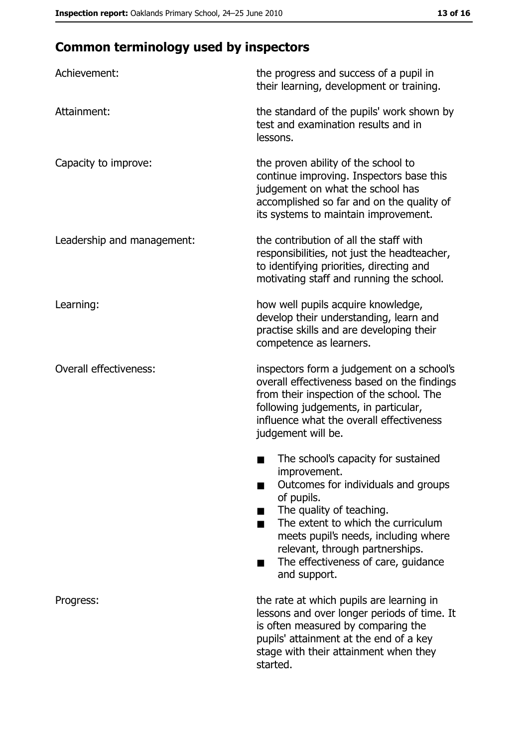## Common terminology used by inspectors

| | |
|---|---|
| Achievement: | the progress and success of a pupil in their learning, development or training. |
| Attainment: | the standard of the pupils' work shown by test and examination results and in lessons. |
| Capacity to improve: | the proven ability of the school to continue improving. Inspectors base this judgement on what the school has accomplished so far and on the quality of its systems to maintain improvement. |
| Leadership and management: | the contribution of all the staff with responsibilities, not just the headteacher, to identifying priorities, directing and motivating staff and running the school. |
| Learning: | how well pupils acquire knowledge, develop their understanding, learn and practise skills and are developing their competence as learners. |
| Overall effectiveness: | inspectors form a judgement on a school's overall effectiveness based on the findings from their inspection of the school. The following judgements, in particular, influence what the overall effectiveness judgement will be. <br>■ The school's capacity for sustained improvement. <br>■ Outcomes for individuals and groups of pupils. <br>■ The quality of teaching. <br>■ The extent to which the curriculum meets pupil's needs, including where relevant, through partnerships. <br>■ The effectiveness of care, guidance and support. |
| Progress: | the rate at which pupils are learning in lessons and over longer periods of time. It is often measured by comparing the pupils' attainment at the end of a key stage with their attainment when they started. |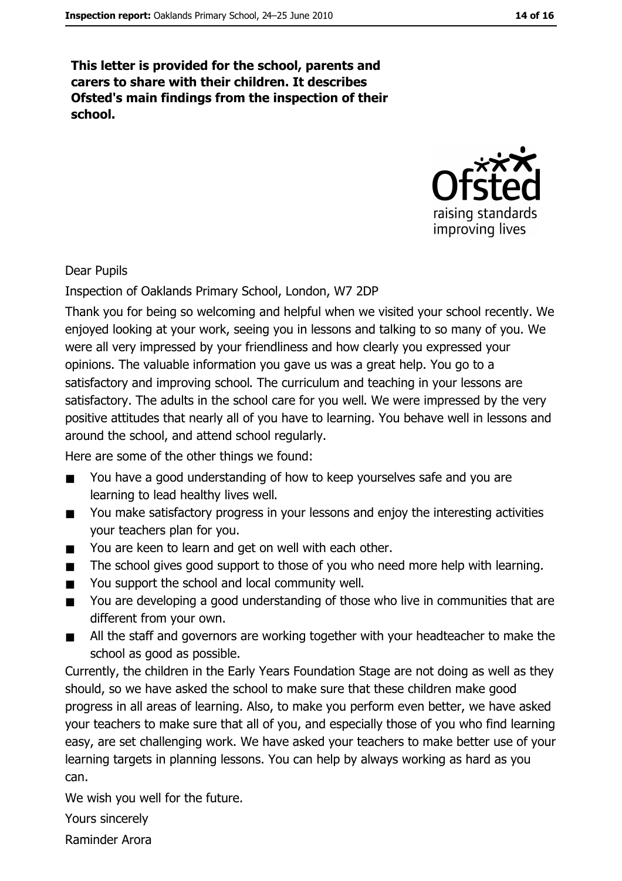**This letter is provided for the school, parents and carers to share with their children. It describes Ofsted's main findings from the inspection of their school.**

Dear Pupils

Inspection of Oaklands Primary School, London, W7 2DP

Thank you for being so welcoming and helpful when we visited your school recently. We enjoyed looking at your work, seeing you in lessons and talking to so many of you. We were all very impressed by your friendliness and how clearly you expressed your opinions. The valuable information you gave us was a great help. You go to a satisfactory and improving school. The curriculum and teaching in your lessons are satisfactory. The adults in the school care for you well. We were impressed by the very positive attitudes that nearly all of you have to learning. You behave well in lessons and around the school, and attend school regularly.

Here are some of the other things we found:

- You have a good understanding of how to keep yourselves safe and you are learning to lead healthy lives well.
- You make satisfactory progress in your lessons and enjoy the interesting activities your teachers plan for you.
- You are keen to learn and get on well with each other.
- The school gives good support to those of you who need more help with learning.
- You support the school and local community well.
- You are developing a good understanding of those who live in communities that are different from your own.
- All the staff and governors are working together with your headteacher to make the school as good as possible.

Currently, the children in the Early Years Foundation Stage are not doing as well as they should, so we have asked the school to make sure that these children make good progress in all areas of learning. Also, to make you perform even better, we have asked your teachers to make sure that all of you, and especially those of you who find learning easy, are set challenging work. We have asked your teachers to make better use of your learning targets in planning lessons. You can help by always working as hard as you can.

We wish you well for the future.

Yours sincerely

Raminder Arora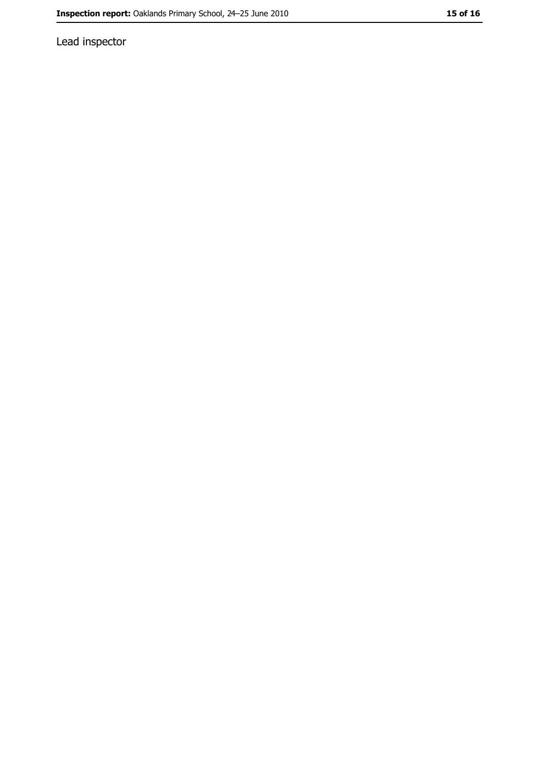Lead inspector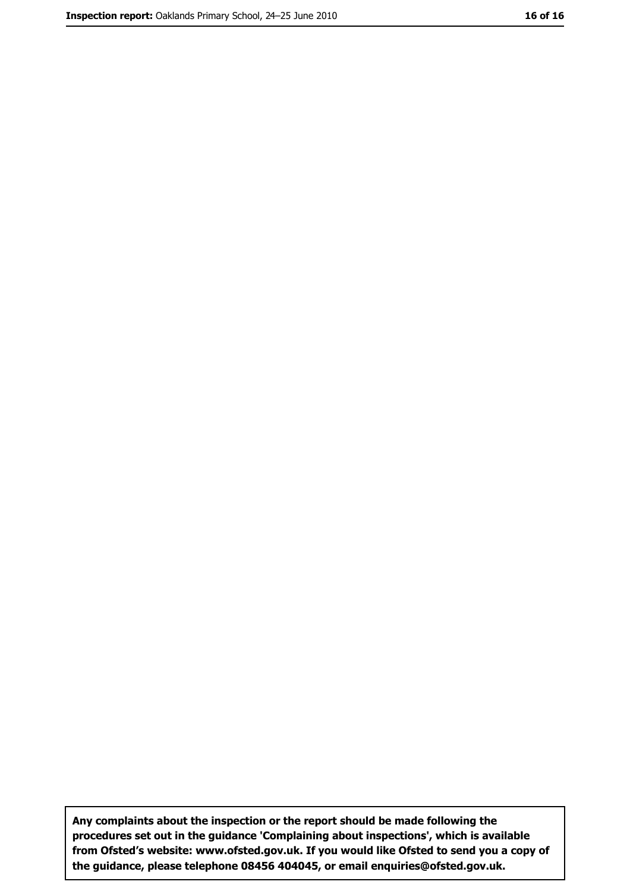**Any complaints about the inspection or the report should be made following the procedures set out in the guidance 'Complaining about inspections', which is available from Ofsted's website: www.ofsted.gov.uk. If you would like Ofsted to send you a copy of the guidance, please telephone 08456 404045, or email enquiries@ofsted.gov.uk.**